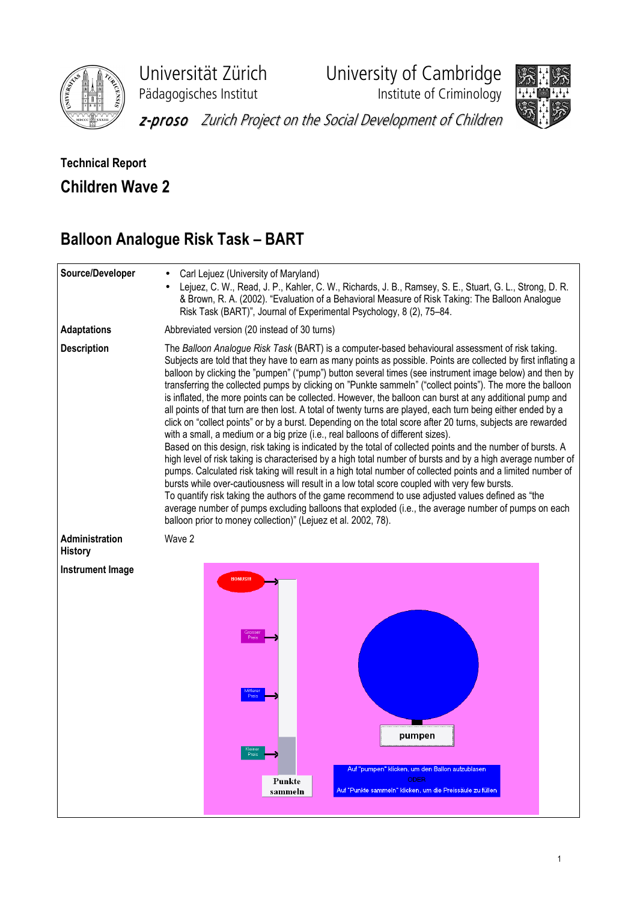Universität Zürich
Pädagogisches Institut

University of Cambridge
Institute of Criminology

*z-proso Zurich Project on the Social Development of Children*

**Technical Report**

## Children Wave 2

# Balloon Analogue Risk Task – BART

| | |
|---|---|
| **Source/Developer** | • Carl Lejuez (University of Maryland)<br>• Lejuez, C. W., Read, J. P., Kahler, C. W., Richards, J. B., Ramsey, S. E., Stuart, G. L., Strong, D. R. & Brown, R. A. (2002). "Evaluation of a Behavioral Measure of Risk Taking: The Balloon Analogue Risk Task (BART)", Journal of Experimental Psychology, 8 (2), 75–84. |
| **Adaptations** | Abbreviated version (20 instead of 30 turns) |
| **Description** | The *Balloon Analogue Risk Task* (BART) is a computer-based behavioural assessment of risk taking. Subjects are told that they have to earn as many points as possible. Points are collected by first inflating a balloon by clicking the "pumpen" ("pump") button several times (see instrument image below) and then by transferring the collected pumps by clicking on "Punkte sammeln" ("collect points"). The more the balloon is inflated, the more points can be collected. However, the balloon can burst at any additional pump and all points of that turn are then lost. A total of twenty turns are played, each turn being either ended by a click on "collect points" or by a burst. Depending on the total score after 20 turns, subjects are rewarded with a small, a medium or a big prize (i.e., real balloons of different sizes).<br>Based on this design, risk taking is indicated by the total of collected points and the number of bursts. A high level of risk taking is characterised by a high total number of bursts and by a high average number of pumps. Calculated risk taking will result in a high total number of collected points and a limited number of bursts while over-cautiousness will result in a low total score coupled with very few bursts.<br>To quantify risk taking the authors of the game recommend to use adjusted values defined as "the average number of pumps excluding balloons that exploded (i.e., the average number of pumps on each balloon prior to money collection)" (Lejuez et al. 2002, 78). |
| **Administration History** | Wave 2 |
| **Instrument Image** | BONUS!!! / Grosser Preis / Mittlerer Preis / Kleiner Preis / Punkte sammeln / pumpen / Auf "pumpen" klicken, um den Ballon aufzublasen ODER Auf "Punkte sammeln" klicken, um die Preissäule zu füllen |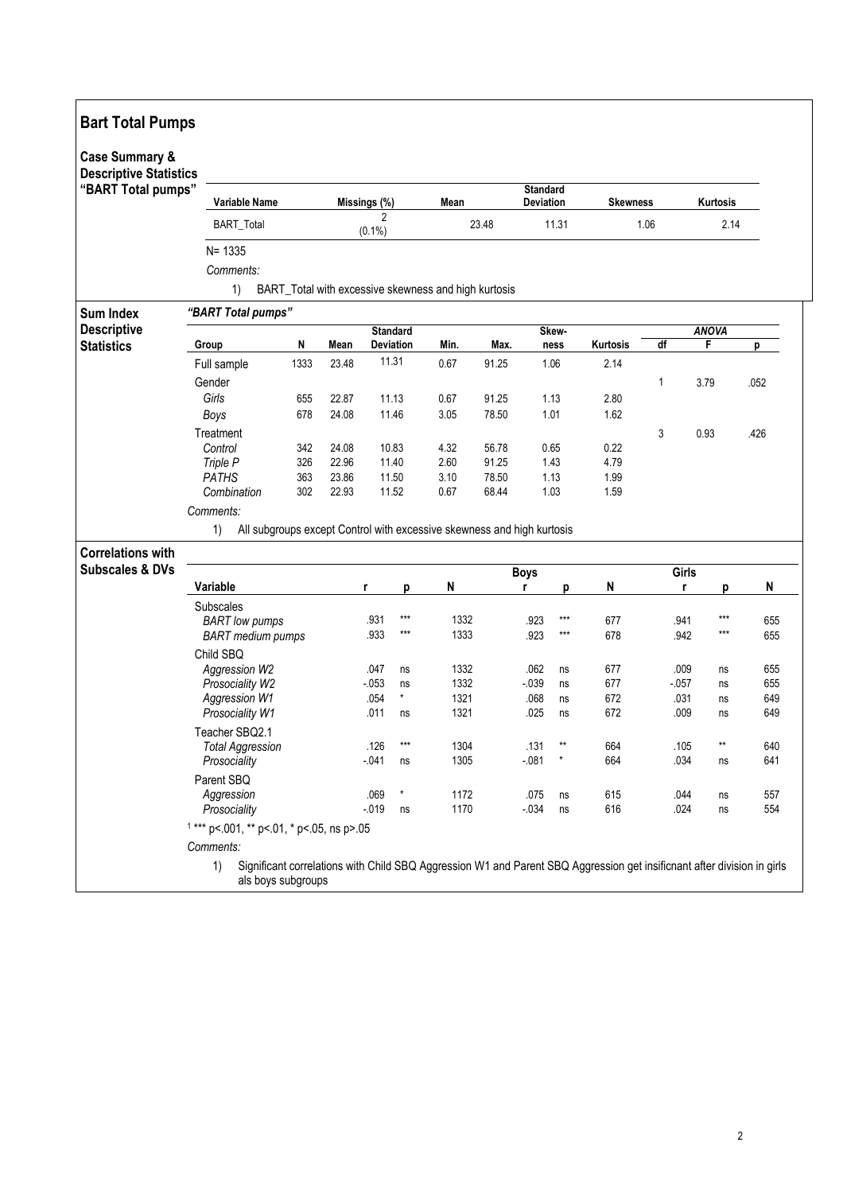# Bart Total Pumps

## Case Summary & Descriptive Statistics "BART Total pumps"

| Variable Name | Missings (%) | Mean | Standard Deviation | Skewness | Kurtosis |
|---|---|---|---|---|---|
| BART_Total | 2 (0.1%) | 23.48 | 11.31 | 1.06 | 2.14 |

N= 1335

*Comments:*

1) BART_Total with excessive skewness and high kurtosis

## Sum Index Descriptive Statistics

*"BART Total pumps"*

| Group | N | Mean | Standard Deviation | Min. | Max. | Skewness | Kurtosis | ANOVA df | ANOVA F | ANOVA p |
|---|---|---|---|---|---|---|---|---|---|---|
| Full sample | 1333 | 23.48 | 11.31 | 0.67 | 91.25 | 1.06 | 2.14 | | | |
| Gender | | | | | | | | 1 | 3.79 | .052 |
| *Girls* | 655 | 22.87 | 11.13 | 0.67 | 91.25 | 1.13 | 2.80 | | | |
| *Boys* | 678 | 24.08 | 11.46 | 3.05 | 78.50 | 1.01 | 1.62 | | | |
| Treatment | | | | | | | | 3 | 0.93 | .426 |
| *Control* | 342 | 24.08 | 10.83 | 4.32 | 56.78 | 0.65 | 0.22 | | | |
| *Triple P* | 326 | 22.96 | 11.40 | 2.60 | 91.25 | 1.43 | 4.79 | | | |
| *PATHS* | 363 | 23.86 | 11.50 | 3.10 | 78.50 | 1.13 | 1.99 | | | |
| *Combination* | 302 | 22.93 | 11.52 | 0.67 | 68.44 | 1.03 | 1.59 | | | |

*Comments:*

1) All subgroups except Control with excessive skewness and high kurtosis

## Correlations with Subscales & DVs

| Variable | r | p | N | Boys r | Boys p | Boys N | Girls r | Girls p | Girls N |
|---|---|---|---|---|---|---|---|---|---|
| Subscales | | | | | | | | | |
| *BART low pumps* | .931 | *** | 1332 | .923 | *** | 677 | .941 | *** | 655 |
| *BART medium pumps* | .933 | *** | 1333 | .923 | *** | 678 | .942 | *** | 655 |
| Child SBQ | | | | | | | | | |
| *Aggression W2* | .047 | ns | 1332 | .062 | ns | 677 | .009 | ns | 655 |
| *Prosociality W2* | -.053 | ns | 1332 | -.039 | ns | 677 | -.057 | ns | 655 |
| *Aggression W1* | .054 | * | 1321 | .068 | ns | 672 | .031 | ns | 649 |
| *Prosociality W1* | .011 | ns | 1321 | .025 | ns | 672 | .009 | ns | 649 |
| Teacher SBQ2.1 | | | | | | | | | |
| *Total Aggression* | .126 | *** | 1304 | .131 | ** | 664 | .105 | ** | 640 |
| *Prosociality* | -.041 | ns | 1305 | -.081 | * | 664 | .034 | ns | 641 |
| Parent SBQ | | | | | | | | | |
| *Aggression* | .069 | * | 1172 | .075 | ns | 615 | .044 | ns | 557 |
| *Prosociality* | -.019 | ns | 1170 | -.034 | ns | 616 | .024 | ns | 554 |

[1] *** p<.001, ** p<.01, * p<.05, ns p>.05

*Comments:*

1) Significant correlations with Child SBQ Aggression W1 and Parent SBQ Aggression get insificnant after division in girls als boys subgroups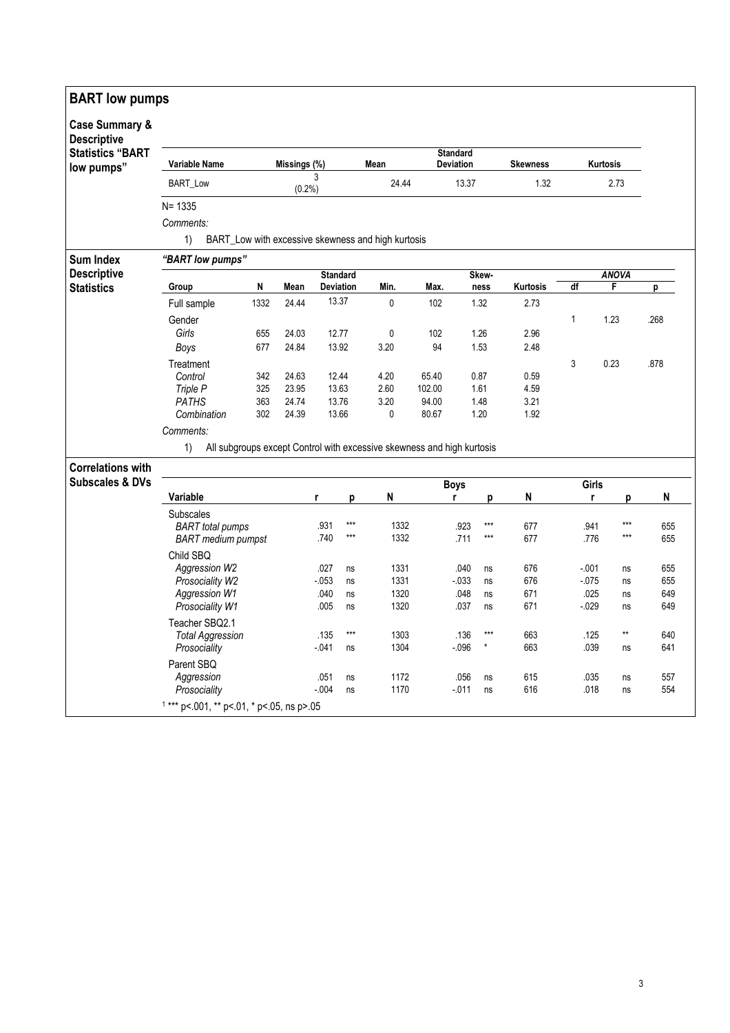## BART low pumps

### Case Summary & Descriptive Statistics "BART low pumps"

| Variable Name | Missings (%) | Mean | Standard Deviation | Skewness | Kurtosis |
|---|---|---|---|---|---|
| BART_Low | 3 (0.2%) | 24.44 | 13.37 | 1.32 | 2.73 |

N= 1335

*Comments:*

1) BART_Low with excessive skewness and high kurtosis

### Sum Index Descriptive Statistics

*"BART low pumps"*

| Group | N | Mean | Standard Deviation | Min. | Max. | Skew-ness | Kurtosis | ANOVA df | ANOVA F | ANOVA p |
|---|---|---|---|---|---|---|---|---|---|---|
| Full sample | 1332 | 24.44 | 13.37 | 0 | 102 | 1.32 | 2.73 | | | |
| Gender | | | | | | | | 1 | 1.23 | .268 |
| *Girls* | 655 | 24.03 | 12.77 | 0 | 102 | 1.26 | 2.96 | | | |
| *Boys* | 677 | 24.84 | 13.92 | 3.20 | 94 | 1.53 | 2.48 | | | |
| Treatment | | | | | | | | 3 | 0.23 | .878 |
| *Control* | 342 | 24.63 | 12.44 | 4.20 | 65.40 | 0.87 | 0.59 | | | |
| *Triple P* | 325 | 23.95 | 13.63 | 2.60 | 102.00 | 1.61 | 4.59 | | | |
| *PATHS* | 363 | 24.74 | 13.76 | 3.20 | 94.00 | 1.48 | 3.21 | | | |
| *Combination* | 302 | 24.39 | 13.66 | 0 | 80.67 | 1.20 | 1.92 | | | |

*Comments:*

1) All subgroups except Control with excessive skewness and high kurtosis

### Correlations with Subscales & DVs

| Variable | r | p | N | Boys r | Boys p | Boys N | Girls r | Girls p | Girls N |
|---|---|---|---|---|---|---|---|---|---|
| Subscales | | | | | | | | | |
| *BART total pumps* | .931 | *** | 1332 | .923 | *** | 677 | .941 | *** | 655 |
| *BART medium pumpst* | .740 | *** | 1332 | .711 | *** | 677 | .776 | *** | 655 |
| Child SBQ | | | | | | | | | |
| *Aggression W2* | .027 | ns | 1331 | .040 | ns | 676 | -.001 | ns | 655 |
| *Prosociality W2* | -.053 | ns | 1331 | -.033 | ns | 676 | -.075 | ns | 655 |
| *Aggression W1* | .040 | ns | 1320 | .048 | ns | 671 | .025 | ns | 649 |
| *Prosociality W1* | .005 | ns | 1320 | .037 | ns | 671 | -.029 | ns | 649 |
| Teacher SBQ2.1 | | | | | | | | | |
| *Total Aggression* | .135 | *** | 1303 | .136 | *** | 663 | .125 | ** | 640 |
| *Prosociality* | -.041 | ns | 1304 | -.096 | * | 663 | .039 | ns | 641 |
| Parent SBQ | | | | | | | | | |
| *Aggression* | .051 | ns | 1172 | .056 | ns | 615 | .035 | ns | 557 |
| *Prosociality* | -.004 | ns | 1170 | -.011 | ns | 616 | .018 | ns | 554 |

[1] *** p<.001, ** p<.01, * p<.05, ns p>.05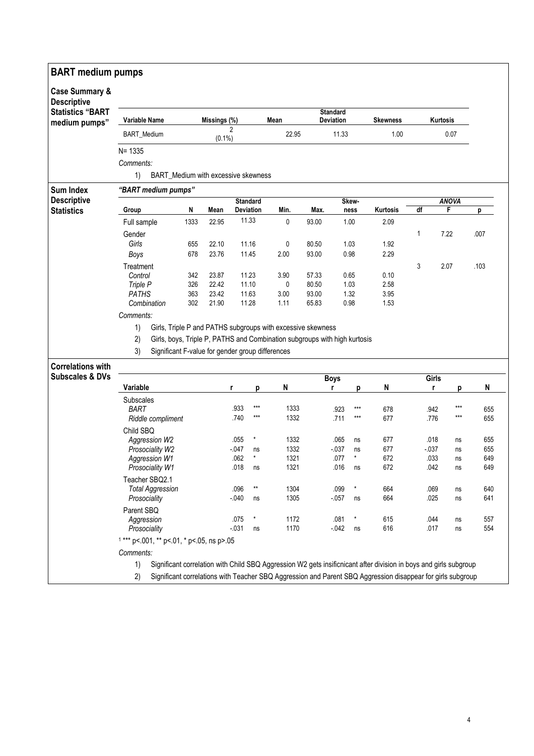## BART medium pumps

**Case Summary & Descriptive Statistics "BART medium pumps"**

| Variable Name | Missings (%) | Mean | Standard Deviation | Skewness | Kurtosis |
|---|---|---|---|---|---|
| BART_Medium | 2 (0.1%) | 22.95 | 11.33 | 1.00 | 0.07 |

N= 1335

*Comments:*

1) BART_Medium with excessive skewness

**Sum Index Descriptive Statistics**

*"BART medium pumps"*

| Group | N | Mean | Standard Deviation | Min. | Max. | Skewness | Kurtosis | ANOVA df | F | p |
|---|---|---|---|---|---|---|---|---|---|---|
| Full sample | 1333 | 22.95 | 11.33 | 0 | 93.00 | 1.00 | 2.09 | | | |
| Gender | | | | | | | | 1 | 7.22 | .007 |
| *Girls* | 655 | 22.10 | 11.16 | 0 | 80.50 | 1.03 | 1.92 | | | |
| *Boys* | 678 | 23.76 | 11.45 | 2.00 | 93.00 | 0.98 | 2.29 | | | |
| Treatment | | | | | | | | 3 | 2.07 | .103 |
| *Control* | 342 | 23.87 | 11.23 | 3.90 | 57.33 | 0.65 | 0.10 | | | |
| *Triple P* | 326 | 22.42 | 11.10 | 0 | 80.50 | 1.03 | 2.58 | | | |
| *PATHS* | 363 | 23.42 | 11.63 | 3.00 | 93.00 | 1.32 | 3.95 | | | |
| *Combination* | 302 | 21.90 | 11.28 | 1.11 | 65.83 | 0.98 | 1.53 | | | |

*Comments:*

1) Girls, Triple P and PATHS subgroups with excessive skewness
2) Girls, boys, Triple P, PATHS and Combination subgroups with high kurtosis
3) Significant F-value for gender group differences

**Correlations with Subscales & DVs**

| Variable | r | p | N | Boys r | p | N | Girls r | p | N |
|---|---|---|---|---|---|---|---|---|---|
| Subscales | | | | | | | | | |
| *BART* | .933 | *** | 1333 | .923 | *** | 678 | .942 | *** | 655 |
| *Riddle compliment* | .740 | *** | 1332 | .711 | *** | 677 | .776 | *** | 655 |
| Child SBQ | | | | | | | | | |
| *Aggression W2* | .055 | * | 1332 | .065 | ns | 677 | .018 | ns | 655 |
| *Prosociality W2* | -.047 | ns | 1332 | -.037 | ns | 677 | -.037 | ns | 655 |
| *Aggression W1* | .062 | * | 1321 | .077 | * | 672 | .033 | ns | 649 |
| *Prosociality W1* | .018 | ns | 1321 | .016 | ns | 672 | .042 | ns | 649 |
| Teacher SBQ2.1 | | | | | | | | | |
| *Total Aggression* | .096 | ** | 1304 | .099 | * | 664 | .069 | ns | 640 |
| *Prosociality* | -.040 | ns | 1305 | -.057 | ns | 664 | .025 | ns | 641 |
| Parent SBQ | | | | | | | | | |
| *Aggression* | .075 | * | 1172 | .081 | * | 615 | .044 | ns | 557 |
| *Prosociality* | -.031 | ns | 1170 | -.042 | ns | 616 | .017 | ns | 554 |

[1] *** p<.001, ** p<.01, * p<.05, ns p>.05

*Comments:*

1) Significant correlation with Child SBQ Aggression W2 gets insificnicant after division in boys and girls subgroup
2) Significant correlations with Teacher SBQ Aggression and Parent SBQ Aggression disappear for girls subgroup